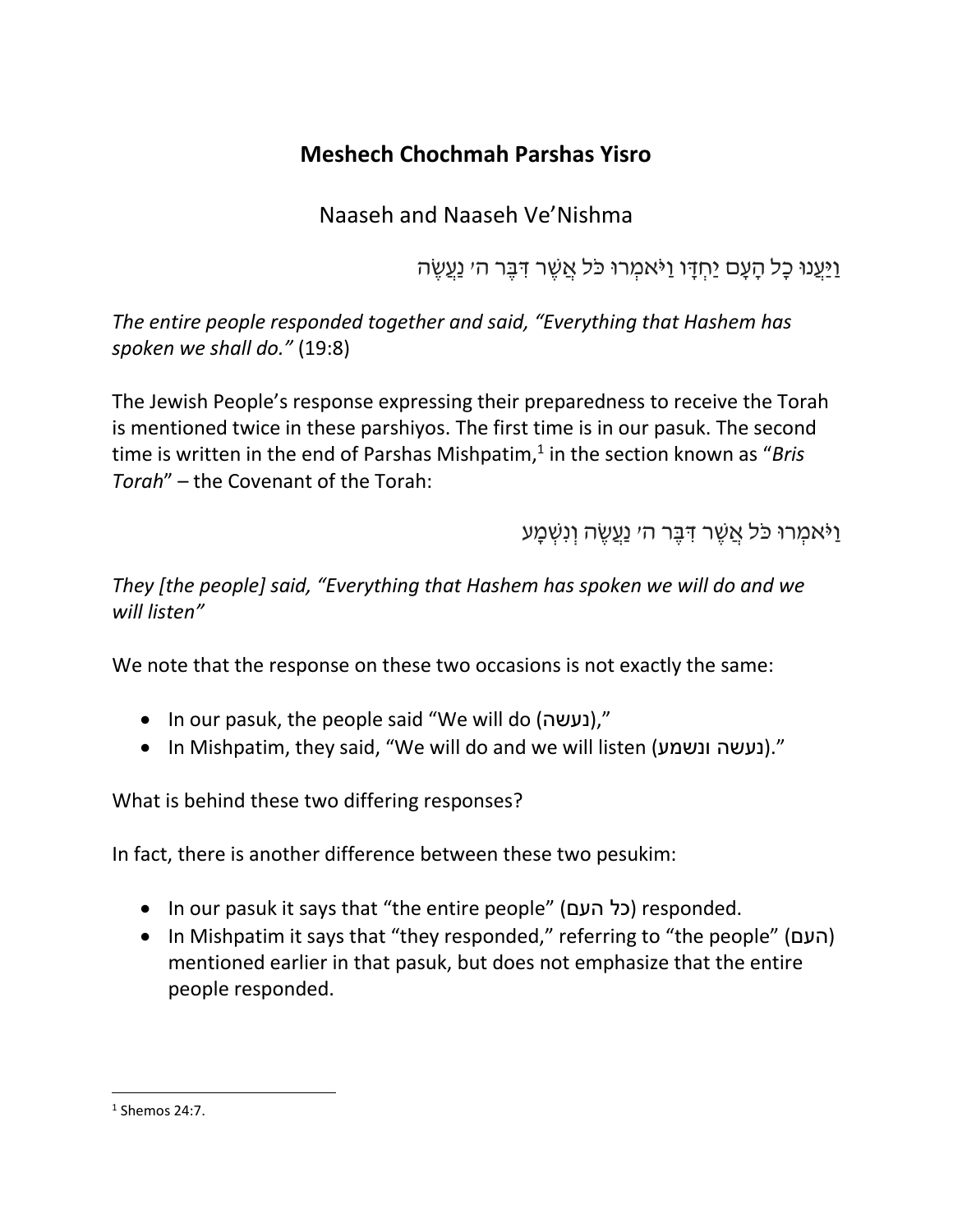# Meshech Chochmah Parshas Yisro

## Naaseh and Naaseh Ve'Nishma

וַיַּעֲנוּ כָל הָעָם יַחְדָּו וַיֹּאמְרוּ כֹּל אֲשֶׁר דִּבֶּר ה׳ נַעֲשֶׂה

*The entire people responded together and said, "Everything that Hashem has spoken we shall do."* (19:8)

The Jewish People's response expressing their preparedness to receive the Torah is mentioned twice in these parshiyos. The first time is in our pasuk. The second time is written in the end of Parshas Mishpatim,[1] in the section known as "*Bris Torah*" – the Covenant of the Torah:

וַיֹּאמְרוּ כֹּל אֲשֶׁר דִּבֶּר ה׳ נַעֲשֶׂה וְנִשְׁמָע

*They [the people] said, "Everything that Hashem has spoken we will do and we will listen"*

We note that the response on these two occasions is not exactly the same:

- In our pasuk, the people said "We will do (נעשה),"
- In Mishpatim, they said, "We will do and we will listen (נעשה ונשמע)."

What is behind these two differing responses?

In fact, there is another difference between these two pesukim:

- In our pasuk it says that "the entire people" (כל העם) responded.
- In Mishpatim it says that "they responded," referring to "the people" (העם) mentioned earlier in that pasuk, but does not emphasize that the entire people responded.

---

[1] Shemos 24:7.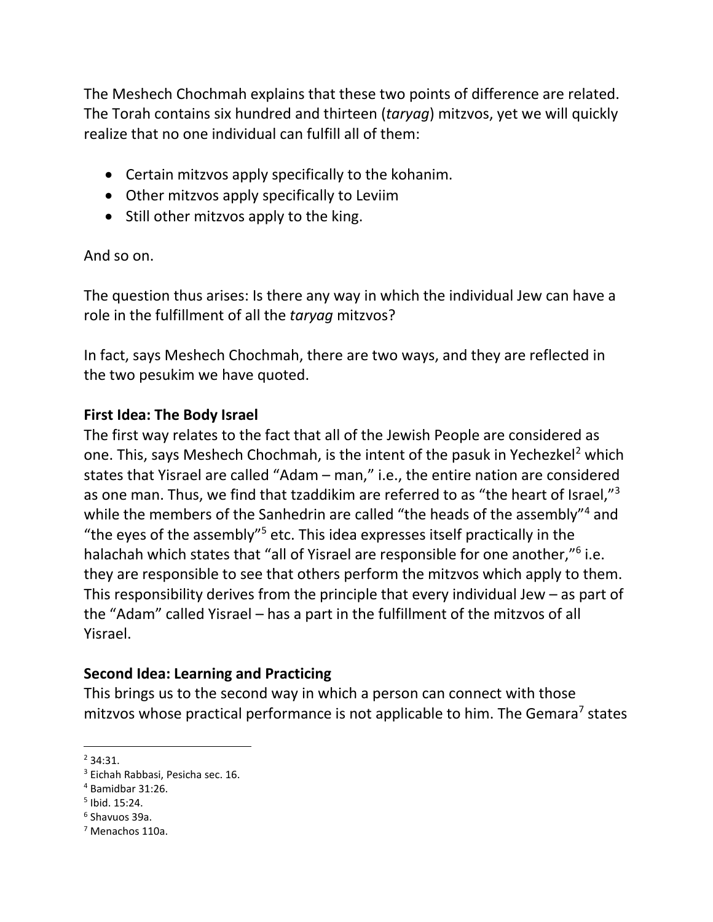The Meshech Chochmah explains that these two points of difference are related. The Torah contains six hundred and thirteen (*taryag*) mitzvos, yet we will quickly realize that no one individual can fulfill all of them:

- Certain mitzvos apply specifically to the kohanim.
- Other mitzvos apply specifically to Leviim
- Still other mitzvos apply to the king.

And so on.

The question thus arises: Is there any way in which the individual Jew can have a role in the fulfillment of all the *taryag* mitzvos?

In fact, says Meshech Chochmah, there are two ways, and they are reflected in the two pesukim we have quoted.

**First Idea: The Body Israel**

The first way relates to the fact that all of the Jewish People are considered as one. This, says Meshech Chochmah, is the intent of the pasuk in Yechezkel[2] which states that Yisrael are called "Adam – man," i.e., the entire nation are considered as one man. Thus, we find that tzaddikim are referred to as "the heart of Israel,"[3] while the members of the Sanhedrin are called "the heads of the assembly"[4] and "the eyes of the assembly"[5] etc. This idea expresses itself practically in the halachah which states that "all of Yisrael are responsible for one another,"[6] i.e. they are responsible to see that others perform the mitzvos which apply to them. This responsibility derives from the principle that every individual Jew – as part of the "Adam" called Yisrael – has a part in the fulfillment of the mitzvos of all Yisrael.

**Second Idea: Learning and Practicing**

This brings us to the second way in which a person can connect with those mitzvos whose practical performance is not applicable to him. The Gemara[7] states

[2] 34:31.
[3] Eichah Rabbasi, Pesicha sec. 16.
[4] Bamidbar 31:26.
[5] Ibid. 15:24.
[6] Shavuos 39a.
[7] Menachos 110a.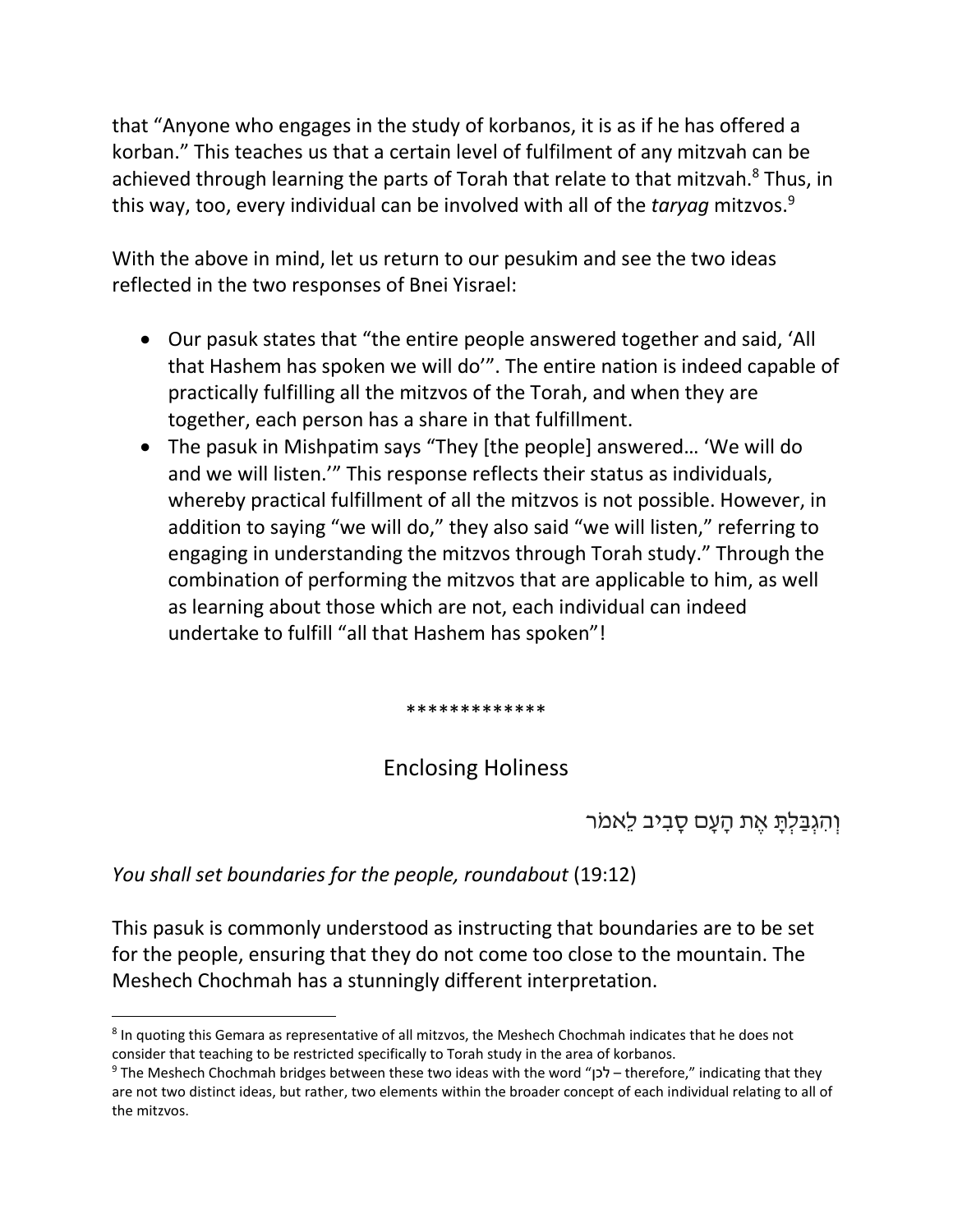that "Anyone who engages in the study of korbanos, it is as if he has offered a korban." This teaches us that a certain level of fulfilment of any mitzvah can be achieved through learning the parts of Torah that relate to that mitzvah.[8] Thus, in this way, too, every individual can be involved with all of the *taryag* mitzvos.[9]

With the above in mind, let us return to our pesukim and see the two ideas reflected in the two responses of Bnei Yisrael:

- Our pasuk states that "the entire people answered together and said, 'All that Hashem has spoken we will do'". The entire nation is indeed capable of practically fulfilling all the mitzvos of the Torah, and when they are together, each person has a share in that fulfillment.
- The pasuk in Mishpatim says "They [the people] answered… 'We will do and we will listen.'" This response reflects their status as individuals, whereby practical fulfillment of all the mitzvos is not possible. However, in addition to saying "we will do," they also said "we will listen," referring to engaging in understanding the mitzvos through Torah study." Through the combination of performing the mitzvos that are applicable to him, as well as learning about those which are not, each individual can indeed undertake to fulfill "all that Hashem has spoken"!

*************

## Enclosing Holiness

וְהִגְבַּלְתָּ אֶת הָעָם סָבִיב לֵאמֹר

*You shall set boundaries for the people, roundabout* (19:12)

This pasuk is commonly understood as instructing that boundaries are to be set for the people, ensuring that they do not come too close to the mountain. The Meshech Chochmah has a stunningly different interpretation.

---

[8] In quoting this Gemara as representative of all mitzvos, the Meshech Chochmah indicates that he does not consider that teaching to be restricted specifically to Torah study in the area of korbanos.

[9] The Meshech Chochmah bridges between these two ideas with the word "לכן – therefore," indicating that they are not two distinct ideas, but rather, two elements within the broader concept of each individual relating to all of the mitzvos.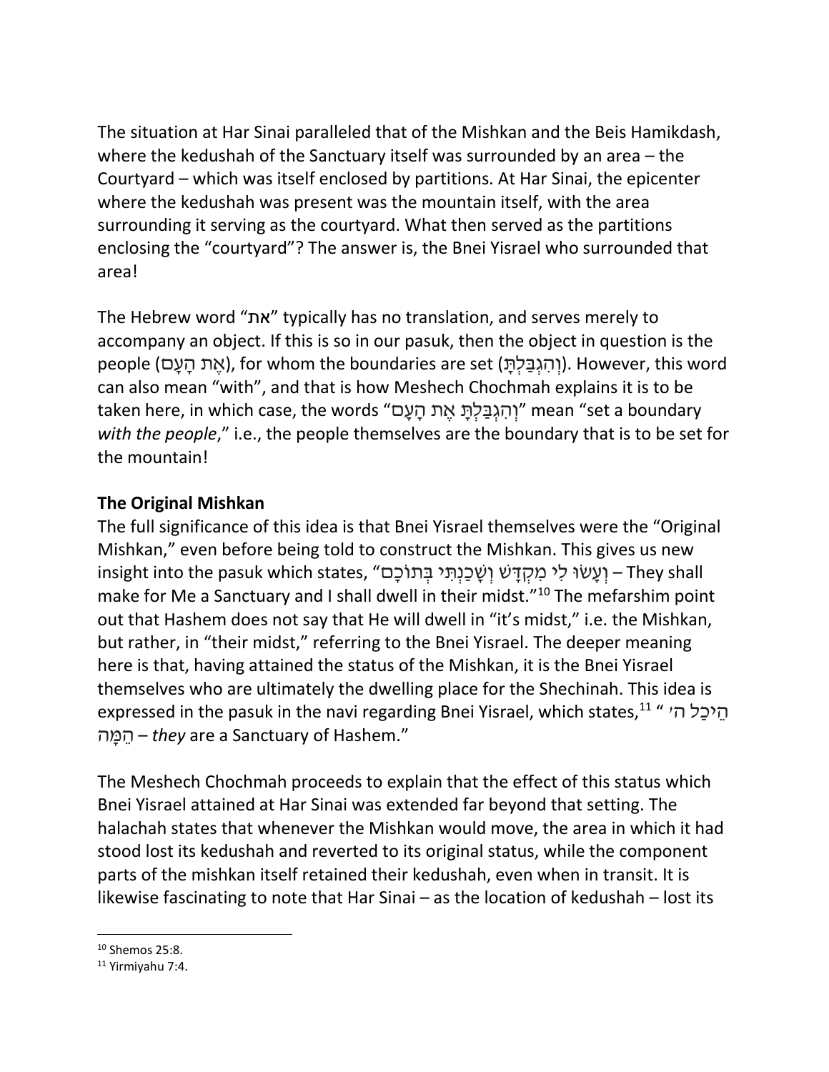The situation at Har Sinai paralleled that of the Mishkan and the Beis Hamikdash, where the kedushah of the Sanctuary itself was surrounded by an area – the Courtyard – which was itself enclosed by partitions. At Har Sinai, the epicenter where the kedushah was present was the mountain itself, with the area surrounding it serving as the courtyard. What then served as the partitions enclosing the "courtyard"? The answer is, the Bnei Yisrael who surrounded that area!

The Hebrew word "את" typically has no translation, and serves merely to accompany an object. If this is so in our pasuk, then the object in question is the people (אֶת הָעָם), for whom the boundaries are set (וְהִגְבַּלְתָּ). However, this word can also mean "with", and that is how Meshech Chochmah explains it is to be taken here, in which case, the words "וְהִגְבַּלְתָּ אֶת הָעָם" mean "set a boundary *with the people*," i.e., the people themselves are the boundary that is to be set for the mountain!

### The Original Mishkan

The full significance of this idea is that Bnei Yisrael themselves were the "Original Mishkan," even before being told to construct the Mishkan. This gives us new insight into the pasuk which states, "וְעָשׂוּ לִי מִקְדָּשׁ וְשָׁכַנְתִּי בְּתוֹכָם – They shall make for Me a Sanctuary and I shall dwell in their midst."[10] The mefarshim point out that Hashem does not say that He will dwell in "it's midst," i.e. the Mishkan, but rather, in "their midst," referring to the Bnei Yisrael. The deeper meaning here is that, having attained the status of the Mishkan, it is the Bnei Yisrael themselves who are ultimately the dwelling place for the Shechinah. This idea is expressed in the pasuk in the navi regarding Bnei Yisrael, which states,[11] "הֵיכַל ה׳ הֵמָּה – *they* are a Sanctuary of Hashem."

The Meshech Chochmah proceeds to explain that the effect of this status which Bnei Yisrael attained at Har Sinai was extended far beyond that setting. The halachah states that whenever the Mishkan would move, the area in which it had stood lost its kedushah and reverted to its original status, while the component parts of the mishkan itself retained their kedushah, even when in transit. It is likewise fascinating to note that Har Sinai – as the location of kedushah – lost its

---

[10] Shemos 25:8.

[11] Yirmiyahu 7:4.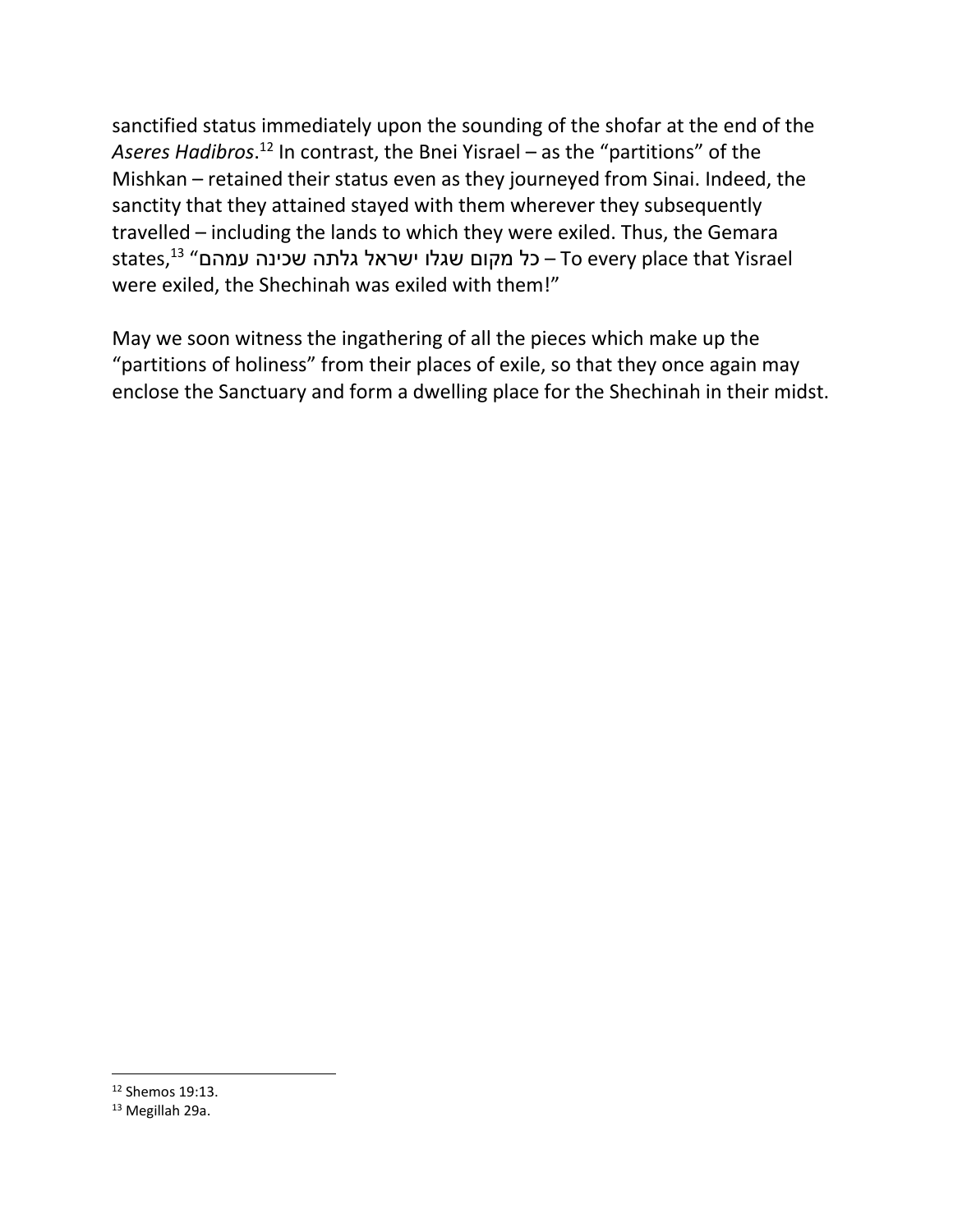sanctified status immediately upon the sounding of the shofar at the end of the *Aseres Hadibros*.[12] In contrast, the Bnei Yisrael – as the "partitions" of the Mishkan – retained their status even as they journeyed from Sinai. Indeed, the sanctity that they attained stayed with them wherever they subsequently travelled – including the lands to which they were exiled. Thus, the Gemara states,[13] "כל מקום שגלו ישראל גלתה שכינה עמהם – To every place that Yisrael were exiled, the Shechinah was exiled with them!"

May we soon witness the ingathering of all the pieces which make up the "partitions of holiness" from their places of exile, so that they once again may enclose the Sanctuary and form a dwelling place for the Shechinah in their midst.

---

[12] Shemos 19:13.

[13] Megillah 29a.